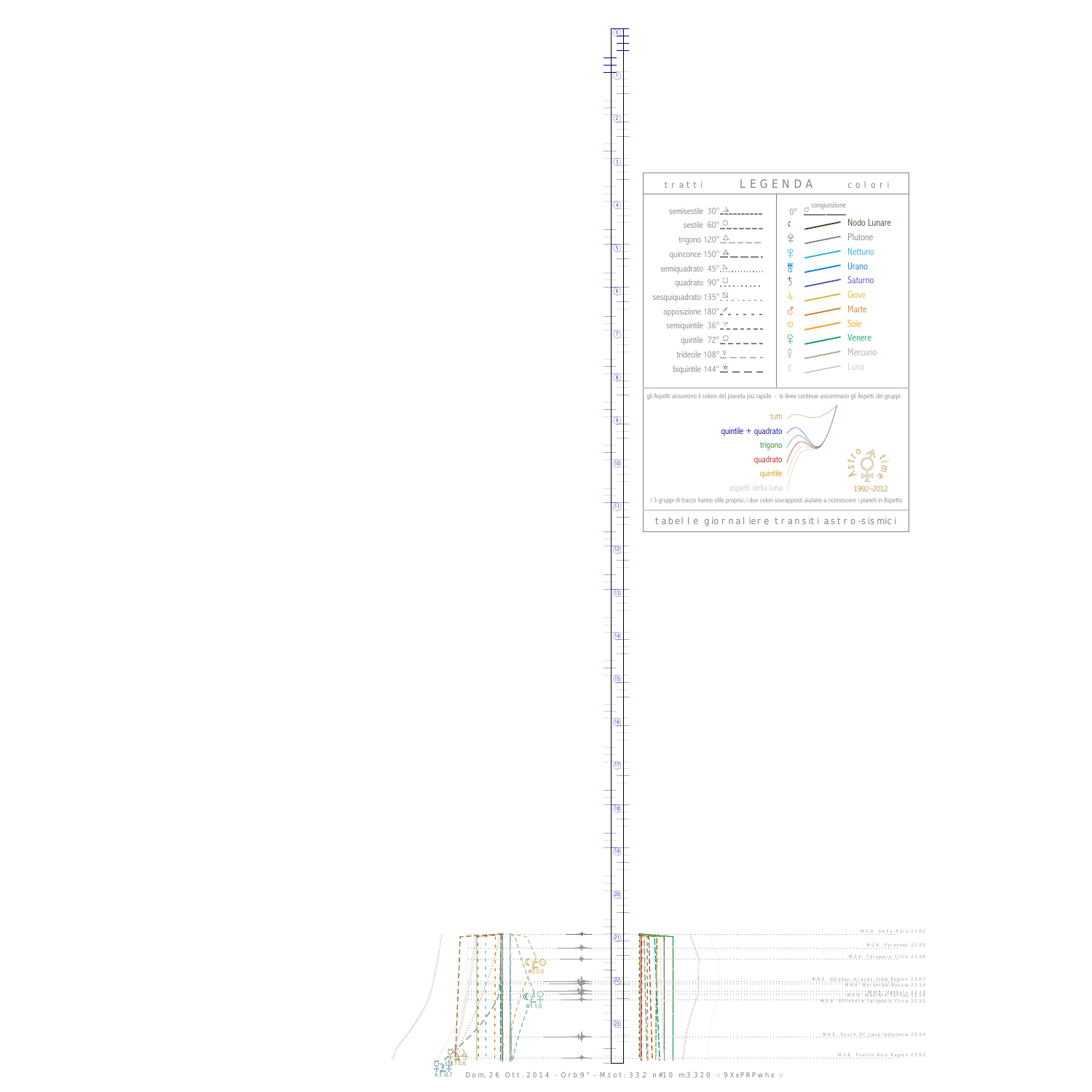## LEGENDA

**tratti**

- semisestile 30°
- sestile 60°
- trigono 120°
- quinconce 150°
- semiquadrato 45°
- quadrato 90°
- sesquiquadrato 135°
- opposizione 180°
- semiquintile 36°
- quintile 72°
- tridecile 108°
- biquintile 144°

**colori**

0° ☌ congiunzione

- ☊ Nodo Lunare
- ♇ Plutone
- ♆ Nettuno
- ♅ Urano
- ♄ Saturno
- ♃ Giove
- ♂ Marte
- ☉ Sole
- ♀ Venere
- ☿ Mercurio
- ☾ Luna

gli Aspetti assumono il colore del pianeta più rapido - le linee continue assommano gli Aspetti dei gruppi:

- tutti
- quintile + quadrato
- trigono
- quadrato
- quintile
- aspetti della luna

Astro time 1992–2012

i 3 gruppi di tracce hanno stile proprio; i due colori sovrapposti aiutano a riconoscere i pianeti in Aspetto

tabelle giornaliere transiti astro-sismici

M 2.0 Sicily Italy 21:01

M 2.6 Pyrenees 21:20

M 3.0 Tarapaca Chile 21:36

M 4.5 Nicobar Islands India Region 22:07

M 4.0 Barentsr Russia 22:10

M 4.0 Vanuatu 22:20

M 2.9 Western Turkey 22:24

M 2.8 Offshore Tarapaca Chile 22:32

M 4.5 South Of Java Indonesia 23:24

M 2.8 Puerto Rico Region 23:53

Dom. 26 Ott. 2014 - Orb:9° - M.tot: 33.2 n#10 m:3.320 -: 9XxPRPwhx :-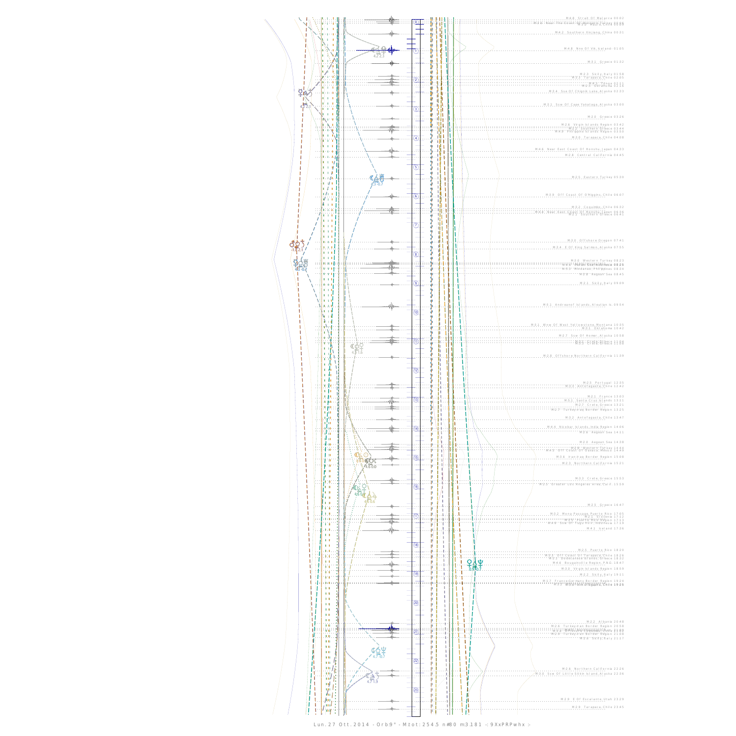M 4.8 Strait Of Malacca 00:02
M 2.6 Near The Coast Of Tarapaca, Chile 00:06
M 4.2 Southern Xinjiang China 00:31
M 4.8 Nne Of Vik, Iceland 01:05
M 3.1 Greece 01:32
M 2.3 Sicily, Italy 01:58
M 3.1 Tarapaca, Chile 02:05
M 4.3 Tonga 02:11
M 2.5 Oklahoma 02:16
M 3.4 Ssw Of Chignik Lake, Alaska 02:33
M 3.1 Ssw Of Cape Yakataga, Alaska 03:00
M 2.0 Greece 03:26
M 2.6 Virgin Islands Region 03:42
M 2.5 Southern Greece 03:44
M 4.9 Philippine Islands Region 03:50
M 3.8 Tarapaca, Chile 04:08
M 4.6 Near East Coast Of Honshu, Japan 04:33
M 2.8 Central California 04:45
M 2.5 Eastern Turkey 05:30
M 3.9 Off Coast Of O'Higgins, Chile 06:07
M 3.2 Coquimbo, Chile 06:32
M 4.6 Near East Coast Of Honshu, Japan 06:36
M 2.1 Southern Greece 06:41
M 3.0 Offshore Oregon 07:41
M 3.4 E Of King Salmon, Alaska 07:55
M 3.0 Western Turkey 08:23
M 3.2 Mindanao, Philippines 08:34
M 2.8 Aegean Sea 08:45
M 3.1 Sicily, Italy 09:09
M 3.1 Andreanof Islands, Aleutian Is. 09:54
M 3.1 Wnw Of West Yellowstone, Montana 10:35
M 3.1 Oklahoma 10:42
M 2.7 Ssw Of Homer, Alaska 10:58
M 2.5 Crete, Greece 11:04
M 2.5 Crete, Greece 11:08
M 2.8 Offshore Northern California 11:39
M 2.5 Portugal 12:35
M 3.1 Antofagasta, Chile 12:42
M 2.1 France 13:03
M 4.1 Santa Cruz Islands 13:11
M 2.7 Crete, Greece 13:21
M 2.7 Turkey-Iran Border Region 13:25
M 3.2 Antofagasta, Chile 13:47
M 4.4 Nicobar Islands, India Region 14:06
M 2.6 Aegean Sea 14:11
M 2.0 Aegean Sea 14:38
M 2.6 Western Turkey 14:44
M 4.3 Off Coast Of Oaxaca, Mexico 14:46
M 3.6 Iran-Iraq Border Region 15:08
M 2.5 Northern California 15:21
M 3.3 Crete, Greece 15:53
M 2.5 Greater Los Angeles Area, Calif. 15:59
M 2.3 Greece 16:47
M 3.2 Mona Passage, Puerto Rico 17:05
M 2.1 Slovenia 17:12
M 4.9 Ssw Of Tual, Indonesia 17:19
M 4.1 Iceland 17:36
M 2.5 Puerto Rico 18:20
M 3.1 Off Coast Of Tarapaca, Chile 18:26
M 2.1 Dodecanese Islands, Greece 18:32
M 4.6 Bougainville Region, P.N.G. 18:47
M 3.0 Virgin Islands Region 18:59
M 3.2 Sicily, Italy 19:11
M 1.7 France-Germany Border Region 19:24
M 3.2 Tarapaca, Chile 19:26
M 3.2 Albania 20:48
M 2.6 Turkey-Iran Border Region 20:58
M 2.9 Turkey-Iran Border Region 21:08
M 2.6 Sicily, Italy 21:17
M 2.6 Northern California 22:26
M 3.0 Ssw Of Little Sitkin Island, Alaska 22:36
M 2.9 E Of Escalante, Utah 23:29
M 2.9 Tarapaca, Chile 23:45

Lun. 27 Ott. 2014 - Orb:9° - Mtot: 254.5 n#80 m:3.181 -: 9XxPRPwhx :-